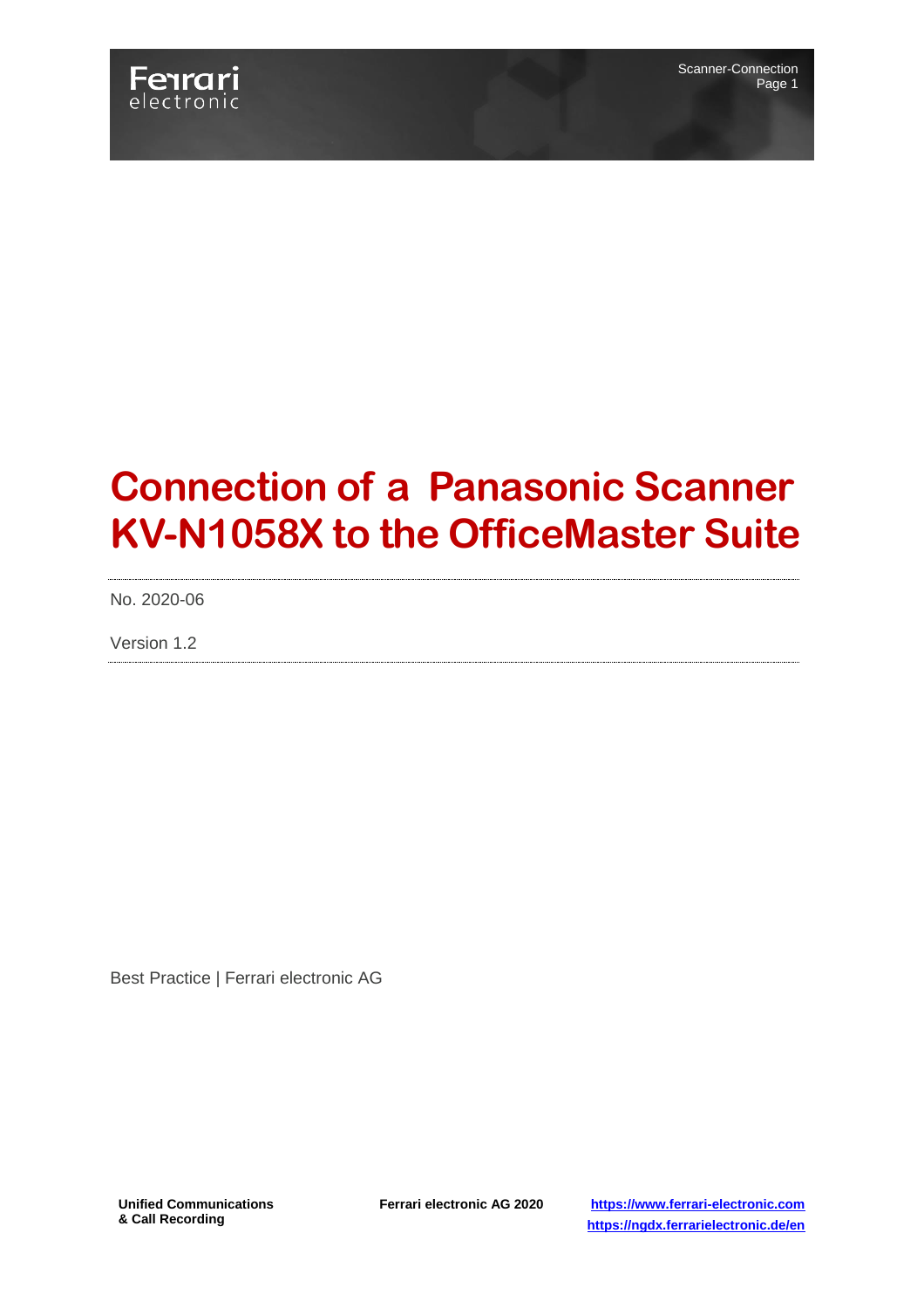# Connection of a Panasonic Scanner KV-N1058X to the OfficeMaster Suite

No. 2020-06

Version 1.2

Best Practice | Ferrari electronic AG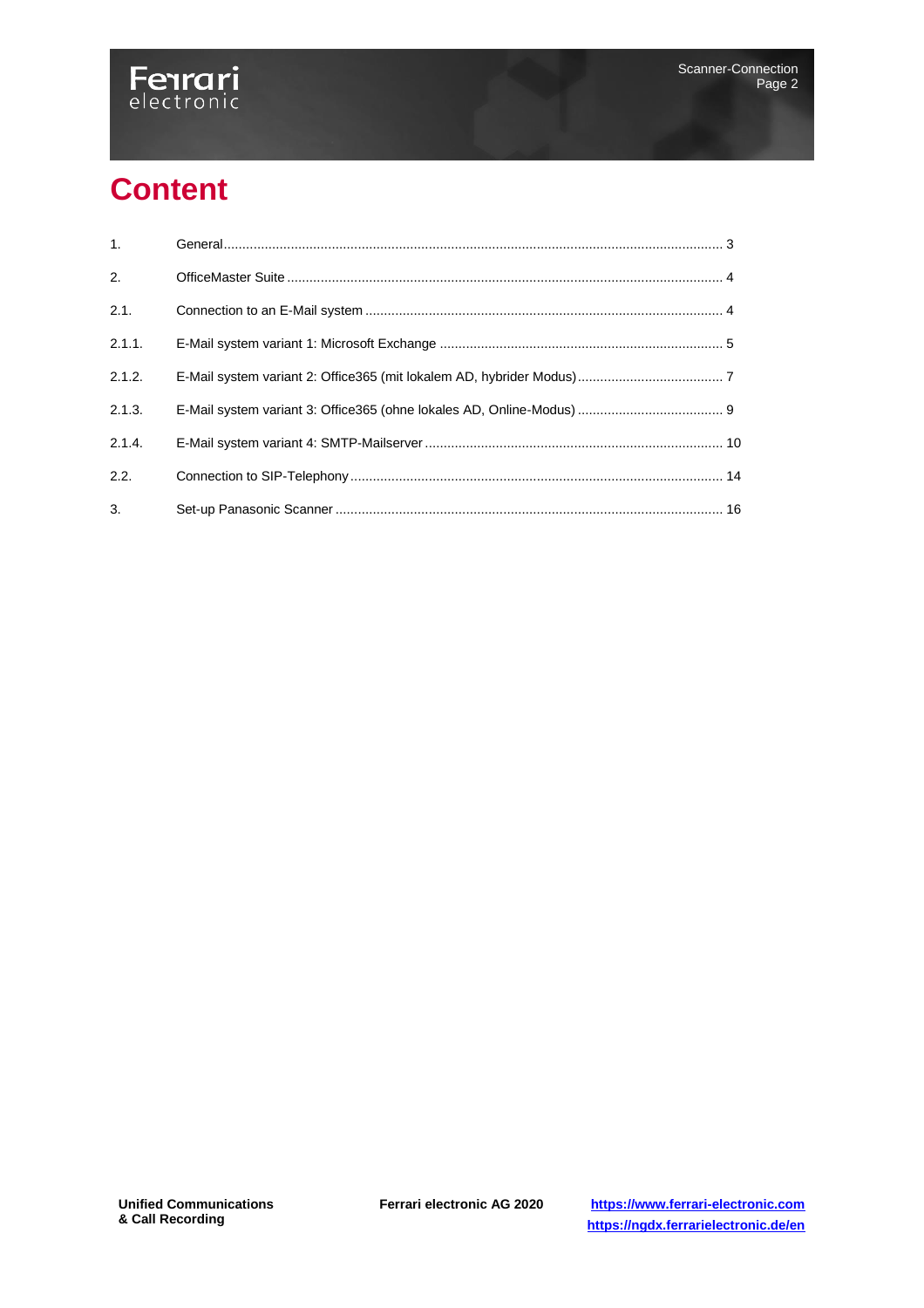# Content

| | | |
|---|---|---|
| 1. | General | 3 |
| 2. | OfficeMaster Suite | 4 |
| 2.1. | Connection to an E-Mail system | 4 |
| 2.1.1. | E-Mail system variant 1: Microsoft Exchange | 5 |
| 2.1.2. | E-Mail system variant 2: Office365 (mit lokalem AD, hybrider Modus) | 7 |
| 2.1.3. | E-Mail system variant 3: Office365 (ohne lokales AD, Online-Modus) | 9 |
| 2.1.4. | E-Mail system variant 4: SMTP-Mailserver | 10 |
| 2.2. | Connection to SIP-Telephony | 14 |
| 3. | Set-up Panasonic Scanner | 16 |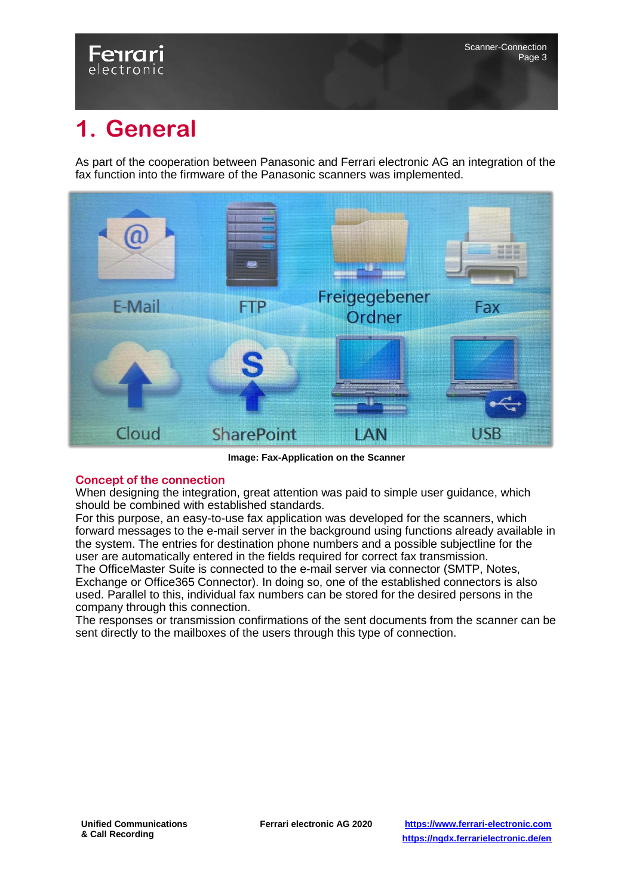# 1. General

As part of the cooperation between Panasonic and Ferrari electronic AG an integration of the fax function into the firmware of the Panasonic scanners was implemented.

**Image: Fax-Application on the Scanner**

## Concept of the connection

When designing the integration, great attention was paid to simple user guidance, which should be combined with established standards.
For this purpose, an easy-to-use fax application was developed for the scanners, which forward messages to the e-mail server in the background using functions already available in the system. The entries for destination phone numbers and a possible subjectline for the user are automatically entered in the fields required for correct fax transmission.
The OfficeMaster Suite is connected to the e-mail server via connector (SMTP, Notes, Exchange or Office365 Connector). In doing so, one of the established connectors is also used. Parallel to this, individual fax numbers can be stored for the desired persons in the company through this connection.
The responses or transmission confirmations of the sent documents from the scanner can be sent directly to the mailboxes of the users through this type of connection.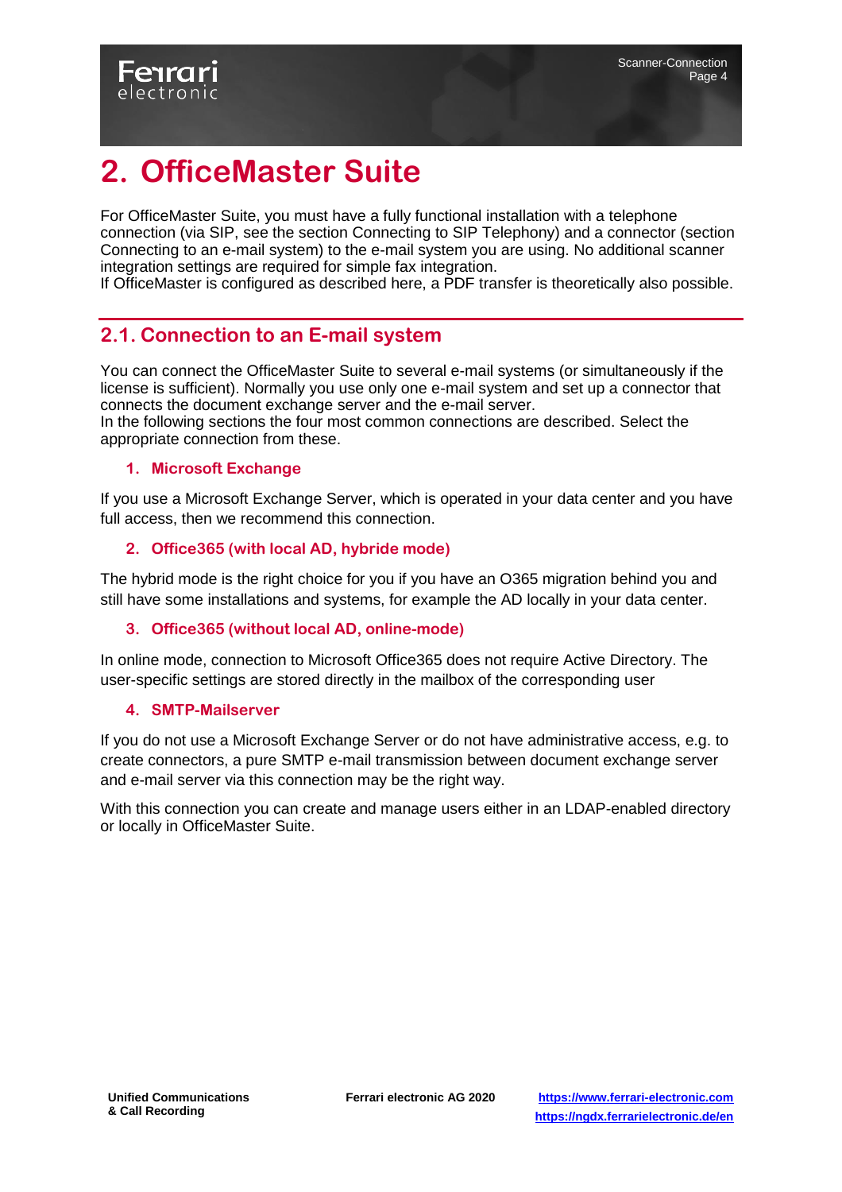# 2. OfficeMaster Suite

For OfficeMaster Suite, you must have a fully functional installation with a telephone connection (via SIP, see the section Connecting to SIP Telephony) and a connector (section Connecting to an e-mail system) to the e-mail system you are using. No additional scanner integration settings are required for simple fax integration.
If OfficeMaster is configured as described here, a PDF transfer is theoretically also possible.

## 2.1. Connection to an E-mail system

You can connect the OfficeMaster Suite to several e-mail systems (or simultaneously if the license is sufficient). Normally you use only one e-mail system and set up a connector that connects the document exchange server and the e-mail server.
In the following sections the four most common connections are described. Select the appropriate connection from these.

### 1. Microsoft Exchange

If you use a Microsoft Exchange Server, which is operated in your data center and you have full access, then we recommend this connection.

### 2. Office365 (with local AD, hybride mode)

The hybrid mode is the right choice for you if you have an O365 migration behind you and still have some installations and systems, for example the AD locally in your data center.

### 3. Office365 (without local AD, online-mode)

In online mode, connection to Microsoft Office365 does not require Active Directory. The user-specific settings are stored directly in the mailbox of the corresponding user

### 4. SMTP-Mailserver

If you do not use a Microsoft Exchange Server or do not have administrative access, e.g. to create connectors, a pure SMTP e-mail transmission between document exchange server and e-mail server via this connection may be the right way.

With this connection you can create and manage users either in an LDAP-enabled directory or locally in OfficeMaster Suite.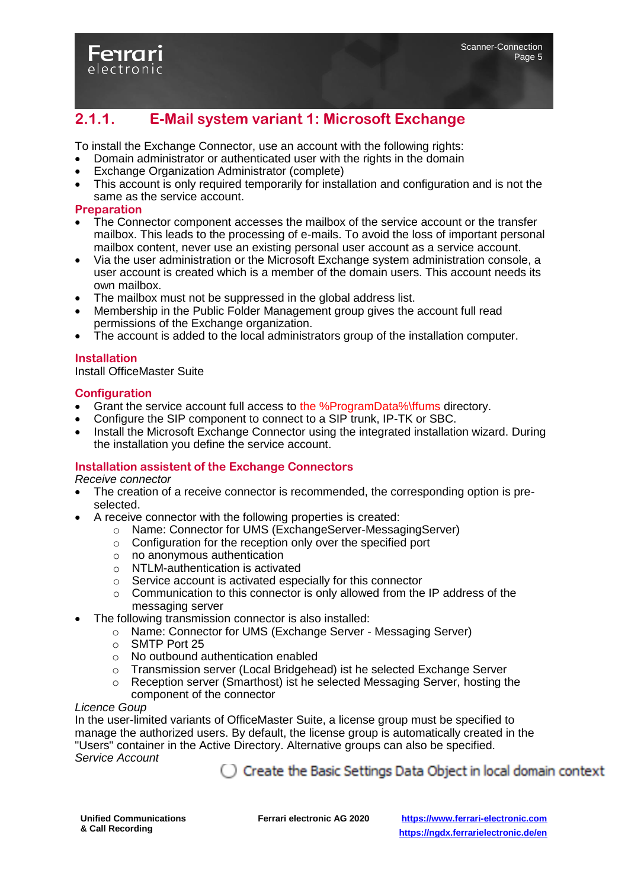### 2.1.1. E-Mail system variant 1: Microsoft Exchange

To install the Exchange Connector, use an account with the following rights:

- Domain administrator or authenticated user with the rights in the domain
- Exchange Organization Administrator (complete)
- This account is only required temporarily for installation and configuration and is not the same as the service account.

**Preparation**

- The Connector component accesses the mailbox of the service account or the transfer mailbox. This leads to the processing of e-mails. To avoid the loss of important personal mailbox content, never use an existing personal user account as a service account.
- Via the user administration or the Microsoft Exchange system administration console, a user account is created which is a member of the domain users. This account needs its own mailbox.
- The mailbox must not be suppressed in the global address list.
- Membership in the Public Folder Management group gives the account full read permissions of the Exchange organization.
- The account is added to the local administrators group of the installation computer.

**Installation**

Install OfficeMaster Suite

**Configuration**

- Grant the service account full access to the %ProgramData%\ffums directory.
- Configure the SIP component to connect to a SIP trunk, IP-TK or SBC.
- Install the Microsoft Exchange Connector using the integrated installation wizard. During the installation you define the service account.

**Installation assistent of the Exchange Connectors**

*Receive connector*

- The creation of a receive connector is recommended, the corresponding option is pre-selected.
- A receive connector with the following properties is created:
  - Name: Connector for UMS (ExchangeServer-MessagingServer)
  - Configuration for the reception only over the specified port
  - no anonymous authentication
  - NTLM-authentication is activated
  - Service account is activated especially for this connector
  - Communication to this connector is only allowed from the IP address of the messaging server
- The following transmission connector is also installed:
  - Name: Connector for UMS (Exchange Server - Messaging Server)
  - SMTP Port 25
  - No outbound authentication enabled
  - Transmission server (Local Bridgehead) ist he selected Exchange Server
  - Reception server (Smarthost) ist he selected Messaging Server, hosting the component of the connector

*Licence Goup*

In the user-limited variants of OfficeMaster Suite, a license group must be specified to manage the authorized users. By default, the license group is automatically created in the "Users" container in the Active Directory. Alternative groups can also be specified.

*Service Account*

◯ Create the Basic Settings Data Object in local domain context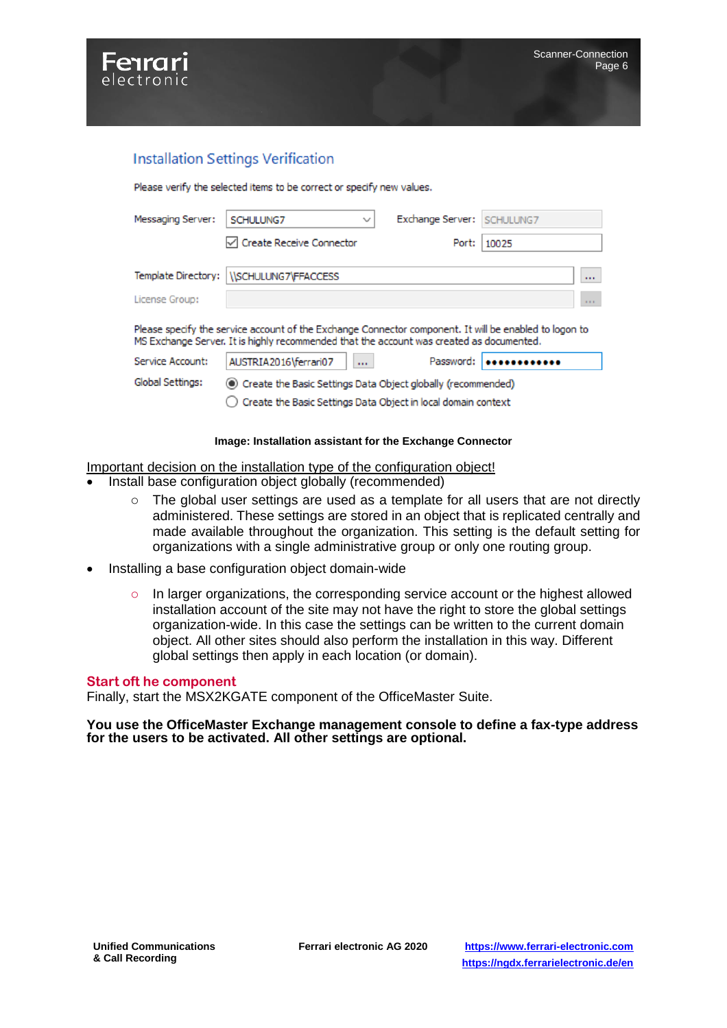Installation Settings Verification

Please verify the selected items to be correct or specify new values.

Messaging Server: SCHULUNG7 | Exchange Server: SCHULUNG7

☑ Create Receive Connector | Port: 10025

Template Directory: \\SCHULUNG7\FFACCESS

License Group:

Please specify the service account of the Exchange Connector component. It will be enabled to logon to MS Exchange Server. It is highly recommended that the account was created as documented.

Service Account: AUSTRIA2016\ferrari07 | Password: ●●●●●●●●●●●●

Global Settings:
- ◉ Create the Basic Settings Data Object globally (recommended)
- ○ Create the Basic Settings Data Object in local domain context

**Image: Installation assistant for the Exchange Connector**

Important decision on the installation type of the configuration object!

- Install base configuration object globally (recommended)
  - The global user settings are used as a template for all users that are not directly administered. These settings are stored in an object that is replicated centrally and made available throughout the organization. This setting is the default setting for organizations with a single administrative group or only one routing group.
- Installing a base configuration object domain-wide
  - In larger organizations, the corresponding service account or the highest allowed installation account of the site may not have the right to store the global settings organization-wide. In this case the settings can be written to the current domain object. All other sites should also perform the installation in this way. Different global settings then apply in each location (or domain).

### Start oft he component

Finally, start the MSX2KGATE component of the OfficeMaster Suite.

**You use the OfficeMaster Exchange management console to define a fax-type address for the users to be activated. All other settings are optional.**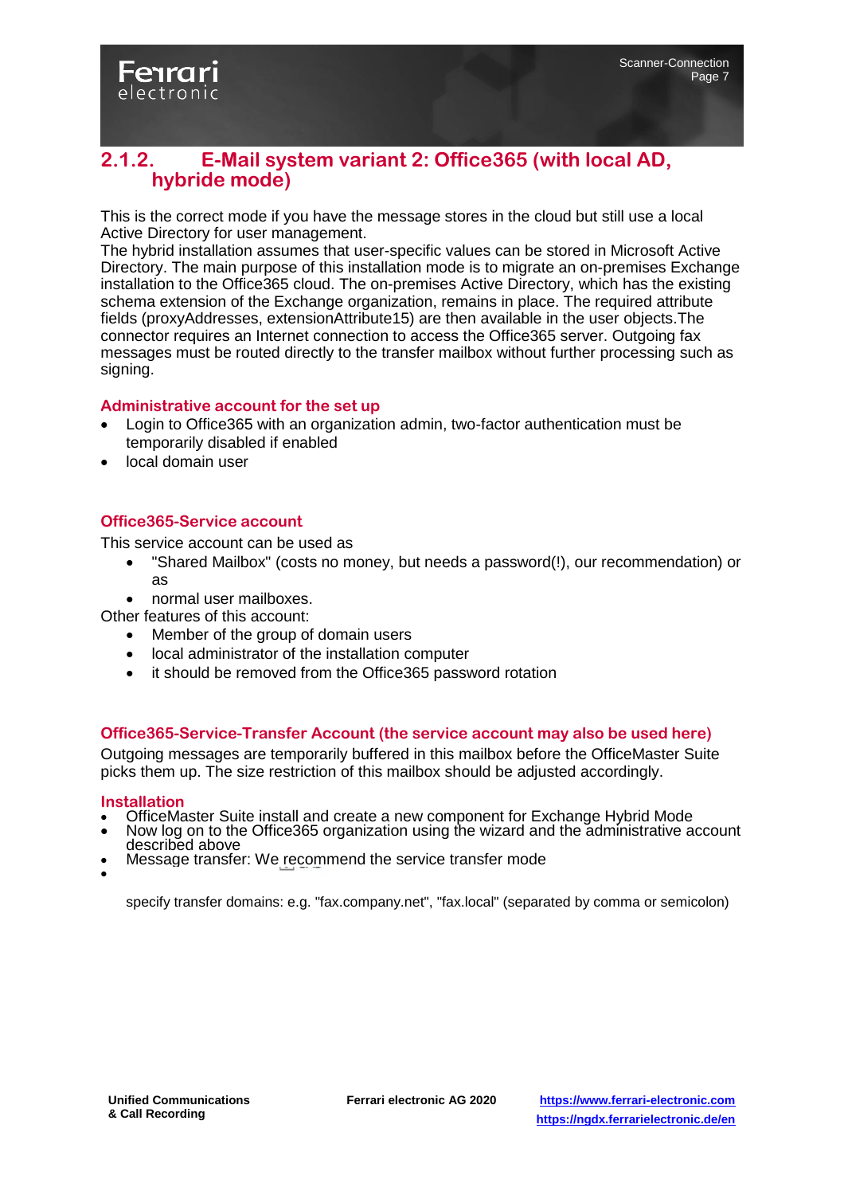### 2.1.2. E-Mail system variant 2: Office365 (with local AD, hybride mode)

This is the correct mode if you have the message stores in the cloud but still use a local Active Directory for user management.
The hybrid installation assumes that user-specific values can be stored in Microsoft Active Directory. The main purpose of this installation mode is to migrate an on-premises Exchange installation to the Office365 cloud. The on-premises Active Directory, which has the existing schema extension of the Exchange organization, remains in place. The required attribute fields (proxyAddresses, extensionAttribute15) are then available in the user objects.The connector requires an Internet connection to access the Office365 server. Outgoing fax messages must be routed directly to the transfer mailbox without further processing such as signing.

#### Administrative account for the set up

- Login to Office365 with an organization admin, two-factor authentication must be temporarily disabled if enabled
- local domain user

#### Office365-Service account

This service account can be used as

- "Shared Mailbox" (costs no money, but needs a password(!), our recommendation) or as
- normal user mailboxes.

Other features of this account:

- Member of the group of domain users
- local administrator of the installation computer
- it should be removed from the Office365 password rotation

#### Office365-Service-Transfer Account (the service account may also be used here)

Outgoing messages are temporarily buffered in this mailbox before the OfficeMaster Suite picks them up. The size restriction of this mailbox should be adjusted accordingly.

#### Installation

- OfficeMaster Suite install and create a new component for Exchange Hybrid Mode
- Now log on to the Office365 organization using the wizard and the administrative account described above
- Message transfer: We recommend the service transfer mode
- 

  specify transfer domains: e.g. "fax.company.net", "fax.local" (separated by comma or semicolon)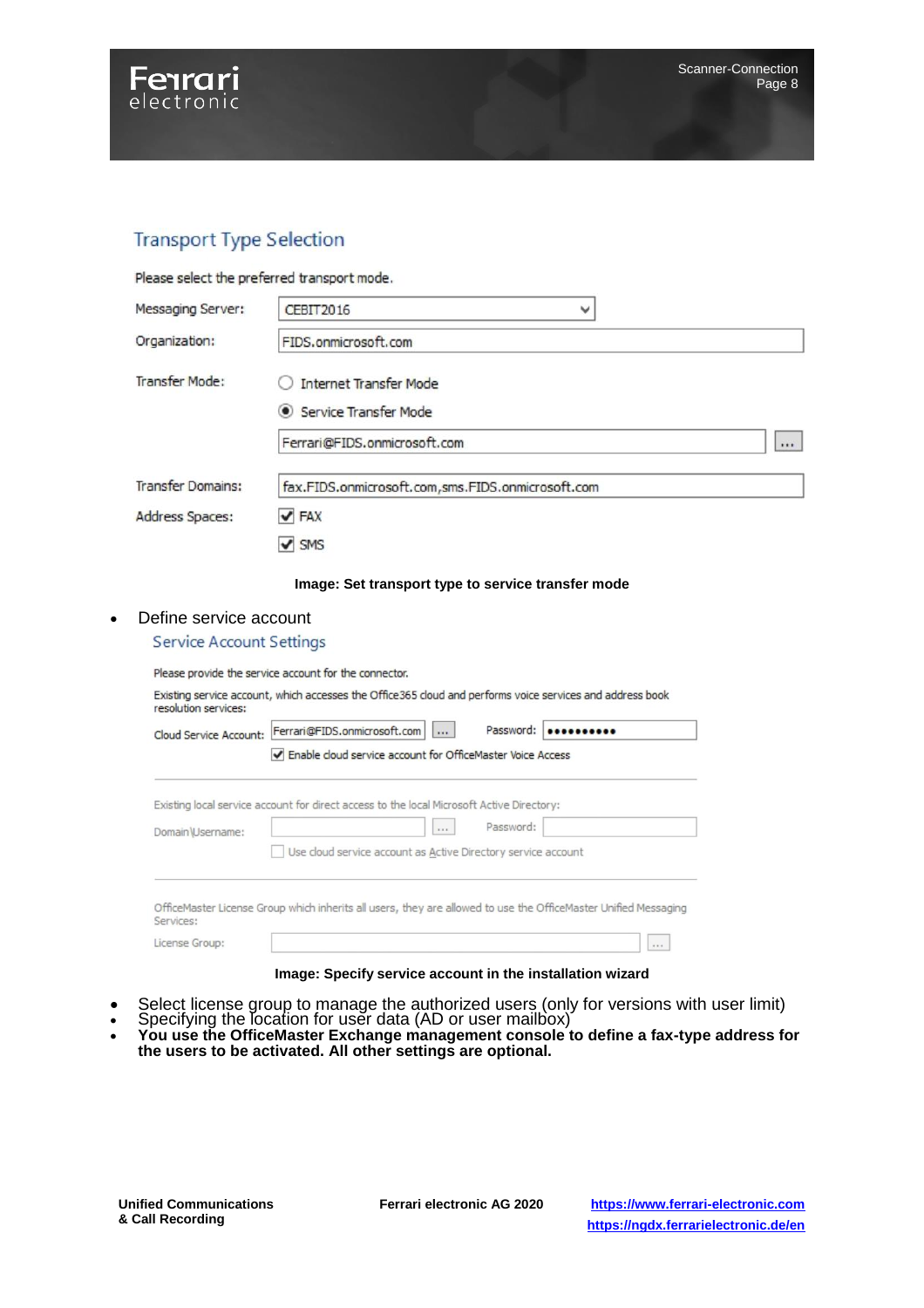## Transport Type Selection

Please select the preferred transport mode.

| | |
|---|---|
| Messaging Server: | CEBIT2016 |
| Organization: | FIDS.onmicrosoft.com |
| Transfer Mode: | ○ Internet Transfer Mode |
| | ◉ Service Transfer Mode |
| | Ferrari@FIDS.onmicrosoft.com |
| Transfer Domains: | fax.FIDS.onmicrosoft.com,sms.FIDS.onmicrosoft.com |
| Address Spaces: | ☑ FAX |
| | ☑ SMS |

**Image: Set transport type to service transfer mode**

- Define service account

## Service Account Settings

Please provide the service account for the connector.

Existing service account, which accesses the Office365 cloud and performs voice services and address book resolution services:

Cloud Service Account: Ferrari@FIDS.onmicrosoft.com Password: ••••••••••

☑ Enable cloud service account for OfficeMaster Voice Access

Existing local service account for direct access to the local Microsoft Active Directory:

Domain\Username: Password:

☐ Use cloud service account as Active Directory service account

OfficeMaster License Group which inherits all users, they are allowed to use the OfficeMaster Unified Messaging Services:

License Group:

**Image: Specify service account in the installation wizard**

- Select license group to manage the authorized users (only for versions with user limit)
- Specifying the location for user data (AD or user mailbox)
- **You use the OfficeMaster Exchange management console to define a fax-type address for the users to be activated. All other settings are optional.**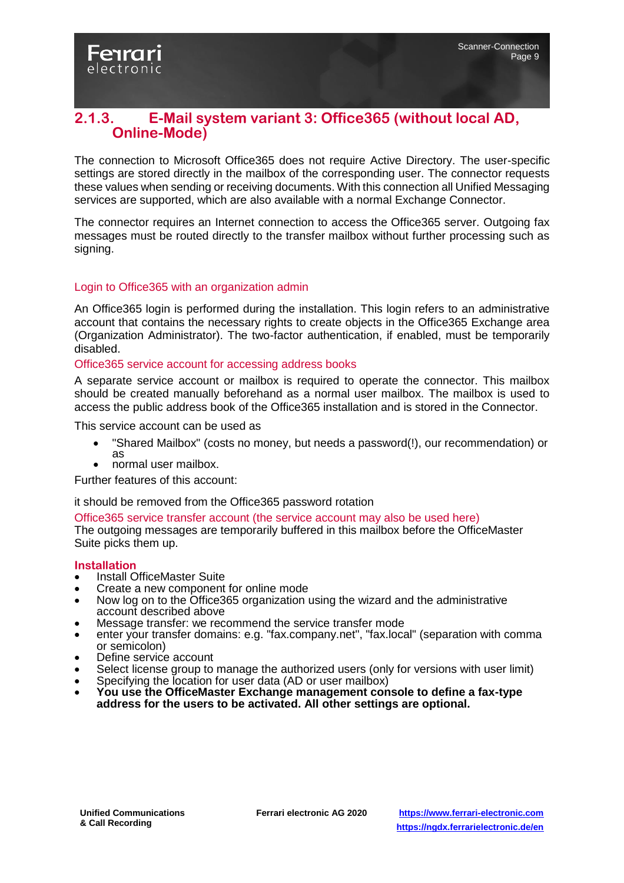### 2.1.3. E-Mail system variant 3: Office365 (without local AD, Online-Mode)

The connection to Microsoft Office365 does not require Active Directory. The user-specific settings are stored directly in the mailbox of the corresponding user. The connector requests these values when sending or receiving documents. With this connection all Unified Messaging services are supported, which are also available with a normal Exchange Connector.

The connector requires an Internet connection to access the Office365 server. Outgoing fax messages must be routed directly to the transfer mailbox without further processing such as signing.

#### Login to Office365 with an organization admin

An Office365 login is performed during the installation. This login refers to an administrative account that contains the necessary rights to create objects in the Office365 Exchange area (Organization Administrator). The two-factor authentication, if enabled, must be temporarily disabled.

#### Office365 service account for accessing address books

A separate service account or mailbox is required to operate the connector. This mailbox should be created manually beforehand as a normal user mailbox. The mailbox is used to access the public address book of the Office365 installation and is stored in the Connector.

This service account can be used as

- "Shared Mailbox" (costs no money, but needs a password(!), our recommendation) or as
- normal user mailbox.

Further features of this account:

it should be removed from the Office365 password rotation

#### Office365 service transfer account (the service account may also be used here)

The outgoing messages are temporarily buffered in this mailbox before the OfficeMaster Suite picks them up.

#### Installation

- Install OfficeMaster Suite
- Create a new component for online mode
- Now log on to the Office365 organization using the wizard and the administrative account described above
- Message transfer: we recommend the service transfer mode
- enter your transfer domains: e.g. "fax.company.net", "fax.local" (separation with comma or semicolon)
- Define service account
- Select license group to manage the authorized users (only for versions with user limit)
- Specifying the location for user data (AD or user mailbox)
- **You use the OfficeMaster Exchange management console to define a fax-type address for the users to be activated. All other settings are optional.**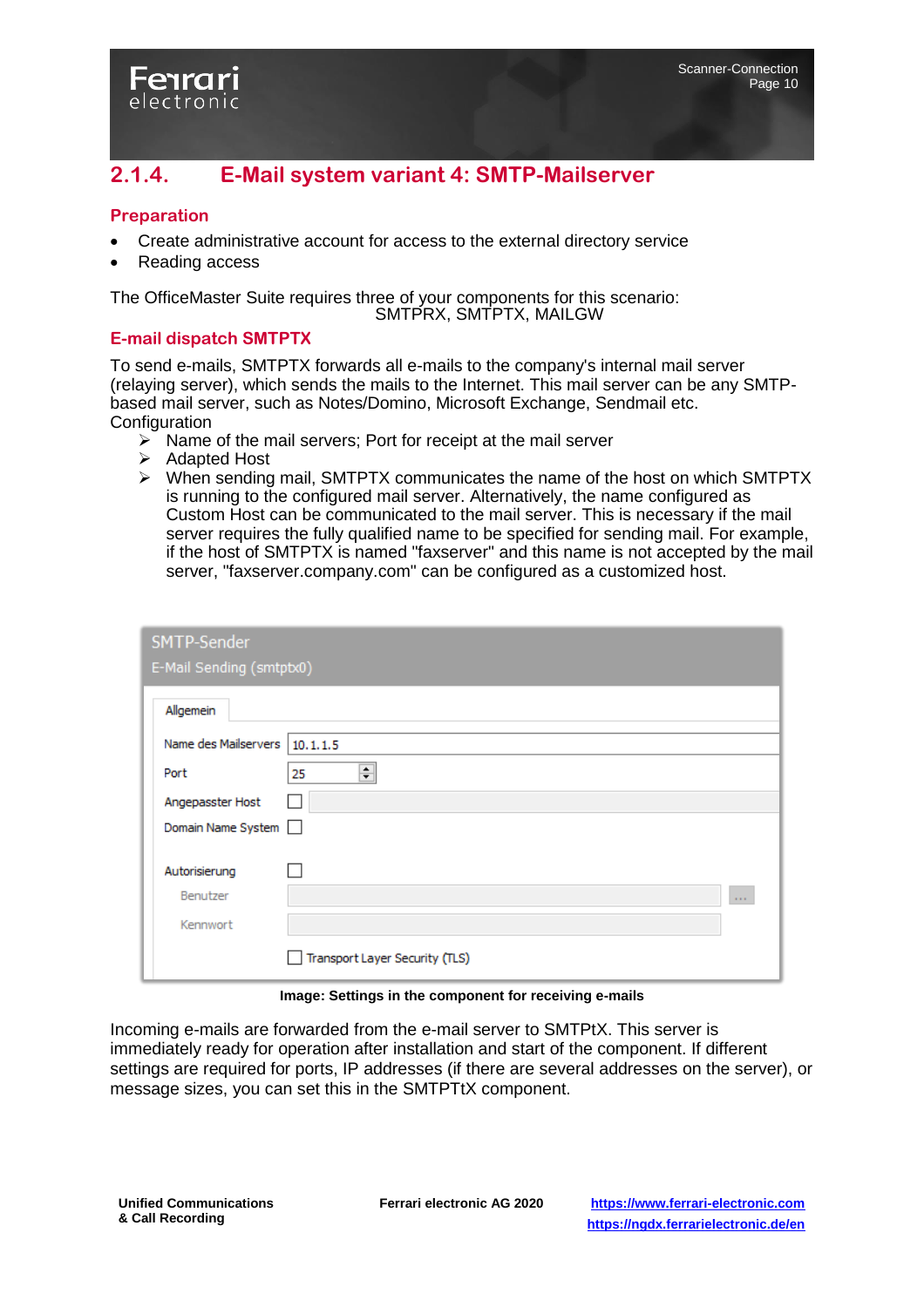## 2.1.4. E-Mail system variant 4: SMTP-Mailserver

### Preparation

- Create administrative account for access to the external directory service
- Reading access

The OfficeMaster Suite requires three of your components for this scenario:
SMTPRX, SMTPTX, MAILGW

### E-mail dispatch SMTPTX

To send e-mails, SMTPTX forwards all e-mails to the company's internal mail server (relaying server), which sends the mails to the Internet. This mail server can be any SMTP-based mail server, such as Notes/Domino, Microsoft Exchange, Sendmail etc.
Configuration

- Name of the mail servers; Port for receipt at the mail server
- Adapted Host
- When sending mail, SMTPTX communicates the name of the host on which SMTPTX is running to the configured mail server. Alternatively, the name configured as Custom Host can be communicated to the mail server. This is necessary if the mail server requires the fully qualified name to be specified for sending mail. For example, if the host of SMTPTX is named "faxserver" and this name is not accepted by the mail server, "faxserver.company.com" can be configured as a customized host.

SMTP-Sender
E-Mail Sending (smtptx0)

Allgemein

| | |
|---|---|
| Name des Mailservers | 10.1.1.5 |
| Port | 25 |
| Angepasster Host | ☐ |
| Domain Name System | ☐ |
| Autorisierung | ☐ |
| Benutzer | |
| Kennwort | |
| | ☐ Transport Layer Security (TLS) |

**Image: Settings in the component for receiving e-mails**

Incoming e-mails are forwarded from the e-mail server to SMTPtX. This server is immediately ready for operation after installation and start of the component. If different settings are required for ports, IP addresses (if there are several addresses on the server), or message sizes, you can set this in the SMTPTtX component.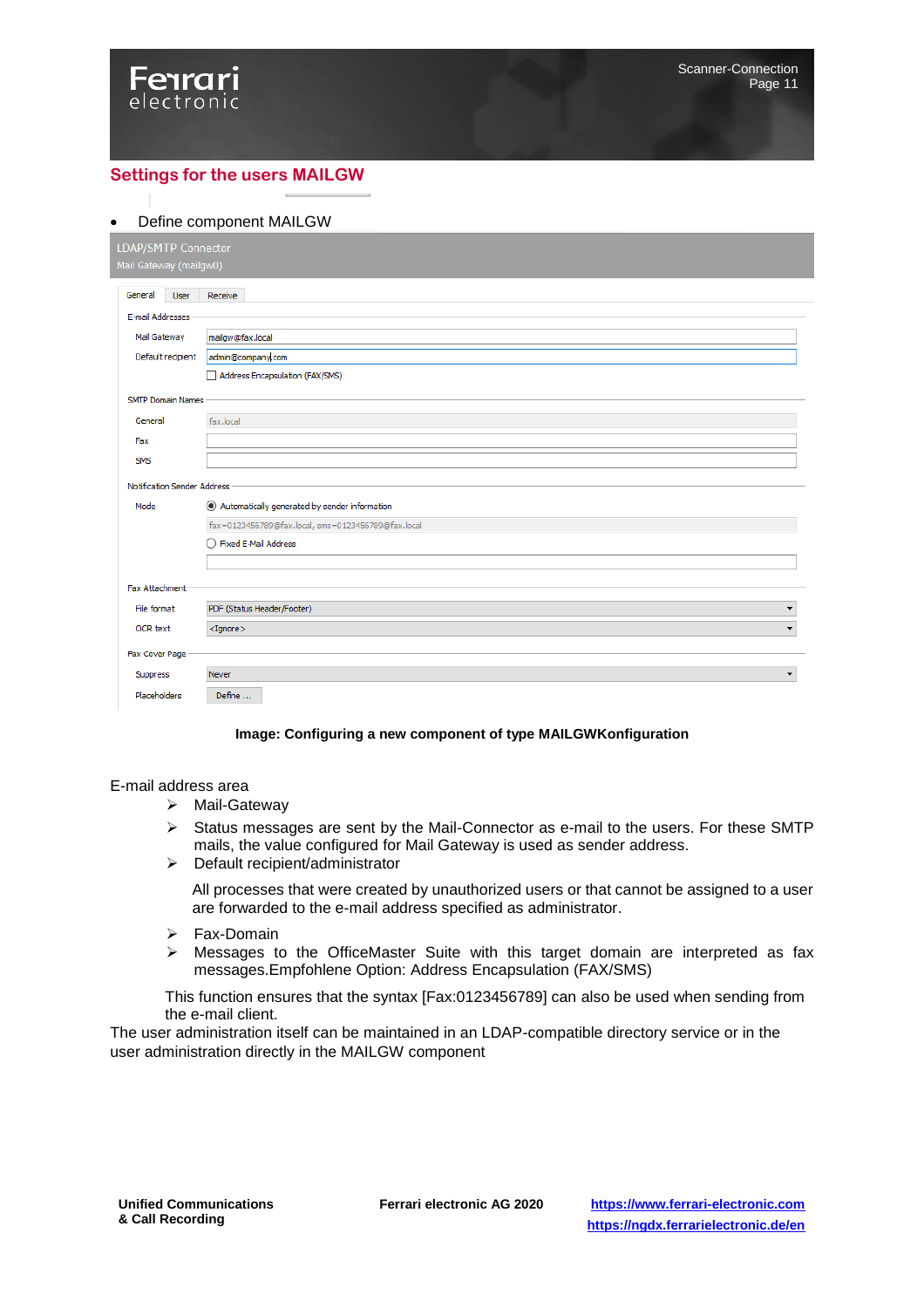## Settings for the users MAILGW

- Define component MAILGW

**Image: Configuring a new component of type MAILGWKonfiguration**

E-mail address area

- Mail-Gateway
- Status messages are sent by the Mail-Connector as e-mail to the users. For these SMTP mails, the value configured for Mail Gateway is used as sender address.
- Default recipient/administrator

  All processes that were created by unauthorized users or that cannot be assigned to a user are forwarded to the e-mail address specified as administrator.

- Fax-Domain
- Messages to the OfficeMaster Suite with this target domain are interpreted as fax messages.Empfohlene Option: Address Encapsulation (FAX/SMS)

This function ensures that the syntax [Fax:0123456789] can also be used when sending from the e-mail client.

The user administration itself can be maintained in an LDAP-compatible directory service or in the user administration directly in the MAILGW component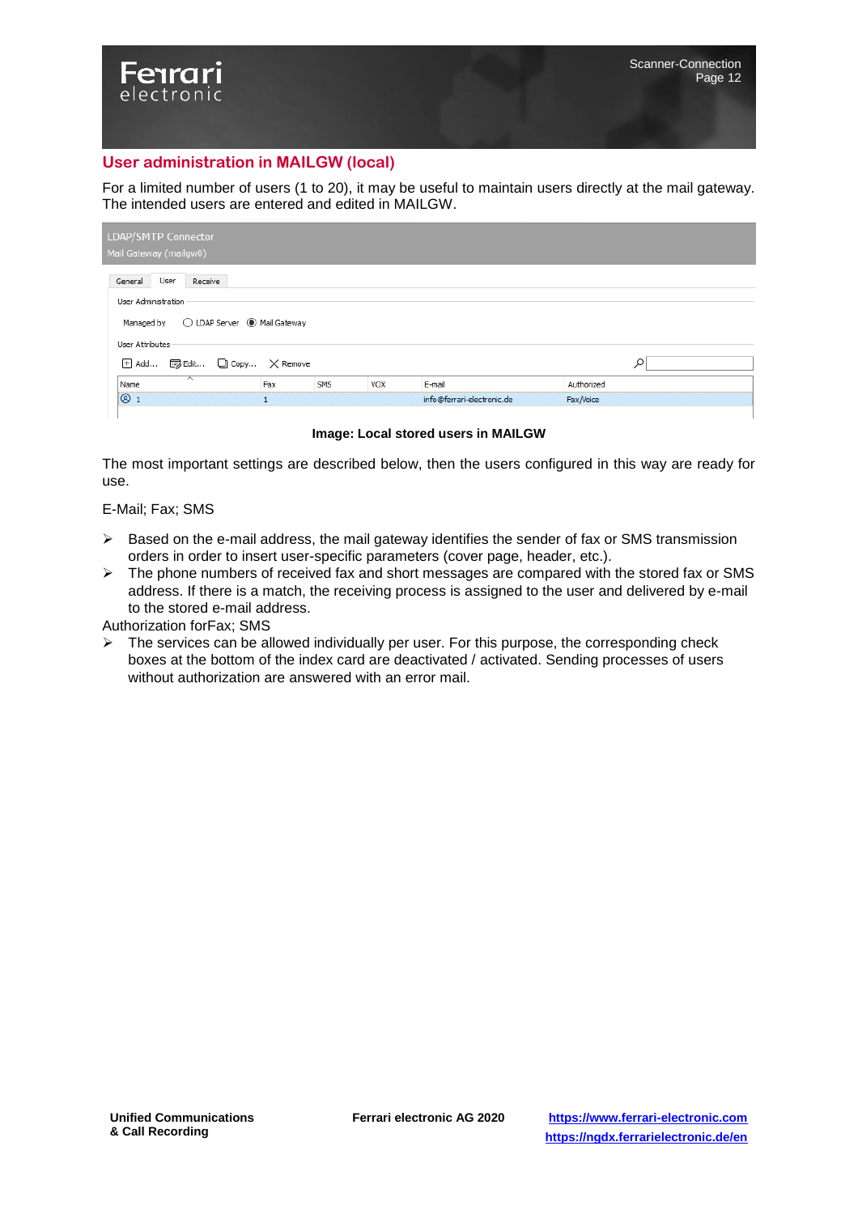## User administration in MAILGW (local)

For a limited number of users (1 to 20), it may be useful to maintain users directly at the mail gateway. The intended users are entered and edited in MAILGW.

LDAP/SMTP Connector
Mail Gateway (mailgw0)

General | User | Receive

User Administration

Managed by ○ LDAP Server ◉ Mail Gateway

User Attributes

Add... Edit... Copy... Remove

| Name | Fax | SMS | VOX | E-mail | Authorized |
|---|---|---|---|---|---|
| 1 | 1 | | | info@ferrari-electronic.de | Fax/Voice |

**Image: Local stored users in MAILGW**

The most important settings are described below, then the users configured in this way are ready for use.

E-Mail; Fax; SMS

- Based on the e-mail address, the mail gateway identifies the sender of fax or SMS transmission orders in order to insert user-specific parameters (cover page, header, etc.).
- The phone numbers of received fax and short messages are compared with the stored fax or SMS address. If there is a match, the receiving process is assigned to the user and delivered by e-mail to the stored e-mail address.

Authorization forFax; SMS

- The services can be allowed individually per user. For this purpose, the corresponding check boxes at the bottom of the index card are deactivated / activated. Sending processes of users without authorization are answered with an error mail.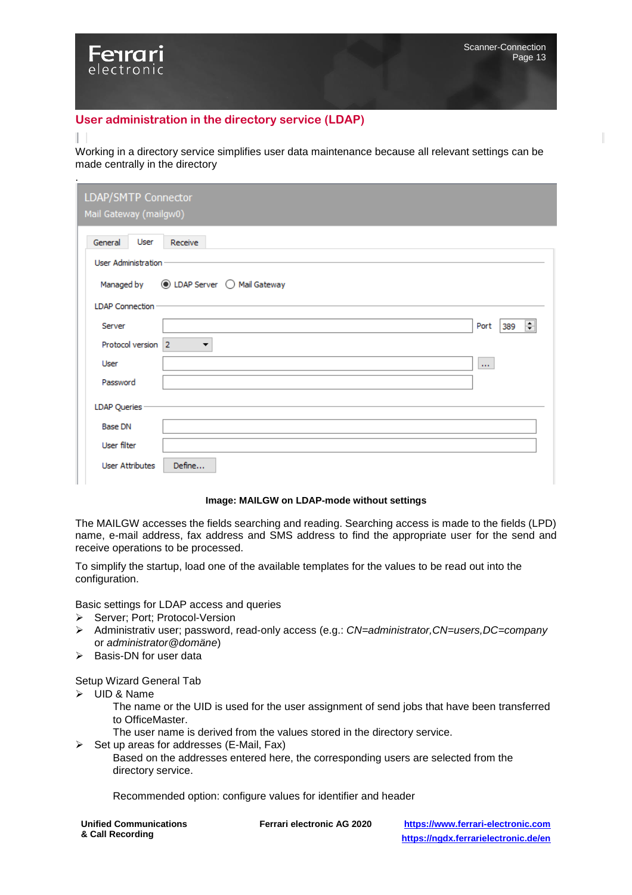## User administration in the directory service (LDAP)

Working in a directory service simplifies user data maintenance because all relevant settings can be made centrally in the directory

.

**Image: MAILGW on LDAP-mode without settings**

The MAILGW accesses the fields searching and reading. Searching access is made to the fields (LPD) name, e-mail address, fax address and SMS address to find the appropriate user for the send and receive operations to be processed.

To simplify the startup, load one of the available templates for the values to be read out into the configuration.

Basic settings for LDAP access and queries

- Server; Port; Protocol-Version
- Administrativ user; password, read-only access (e.g.: *CN=administrator,CN=users,DC=company* or *administrator@domäne*)
- Basis-DN for user data

Setup Wizard General Tab

- UID & Name
  The name or the UID is used for the user assignment of send jobs that have been transferred to OfficeMaster.
  The user name is derived from the values stored in the directory service.
- Set up areas for addresses (E-Mail, Fax)
  Based on the addresses entered here, the corresponding users are selected from the directory service.

  Recommended option: configure values for identifier and header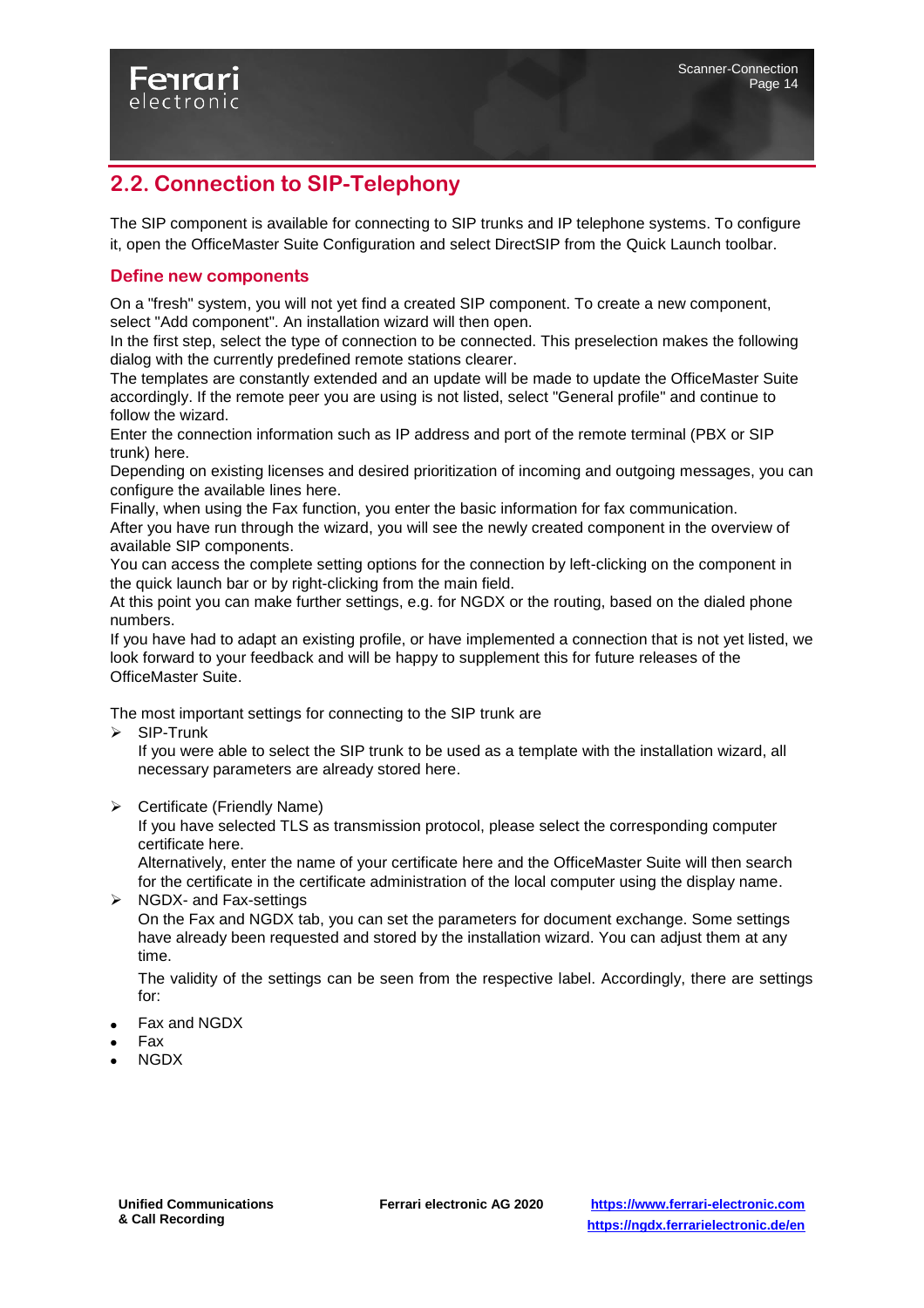## 2.2. Connection to SIP-Telephony

The SIP component is available for connecting to SIP trunks and IP telephone systems. To configure it, open the OfficeMaster Suite Configuration and select DirectSIP from the Quick Launch toolbar.

### Define new components

On a "fresh" system, you will not yet find a created SIP component. To create a new component, select "Add component". An installation wizard will then open.
In the first step, select the type of connection to be connected. This preselection makes the following dialog with the currently predefined remote stations clearer.
The templates are constantly extended and an update will be made to update the OfficeMaster Suite accordingly. If the remote peer you are using is not listed, select "General profile" and continue to follow the wizard.
Enter the connection information such as IP address and port of the remote terminal (PBX or SIP trunk) here.
Depending on existing licenses and desired prioritization of incoming and outgoing messages, you can configure the available lines here.
Finally, when using the Fax function, you enter the basic information for fax communication.
After you have run through the wizard, you will see the newly created component in the overview of available SIP components.
You can access the complete setting options for the connection by left-clicking on the component in the quick launch bar or by right-clicking from the main field.
At this point you can make further settings, e.g. for NGDX or the routing, based on the dialed phone numbers.
If you have had to adapt an existing profile, or have implemented a connection that is not yet listed, we look forward to your feedback and will be happy to supplement this for future releases of the OfficeMaster Suite.

The most important settings for connecting to the SIP trunk are

- SIP-Trunk
  If you were able to select the SIP trunk to be used as a template with the installation wizard, all necessary parameters are already stored here.

- Certificate (Friendly Name)
  If you have selected TLS as transmission protocol, please select the corresponding computer certificate here.
  Alternatively, enter the name of your certificate here and the OfficeMaster Suite will then search for the certificate in the certificate administration of the local computer using the display name.
- NGDX- and Fax-settings
  On the Fax and NGDX tab, you can set the parameters for document exchange. Some settings have already been requested and stored by the installation wizard. You can adjust them at any time.

  The validity of the settings can be seen from the respective label. Accordingly, there are settings for:

- Fax and NGDX
- Fax
- NGDX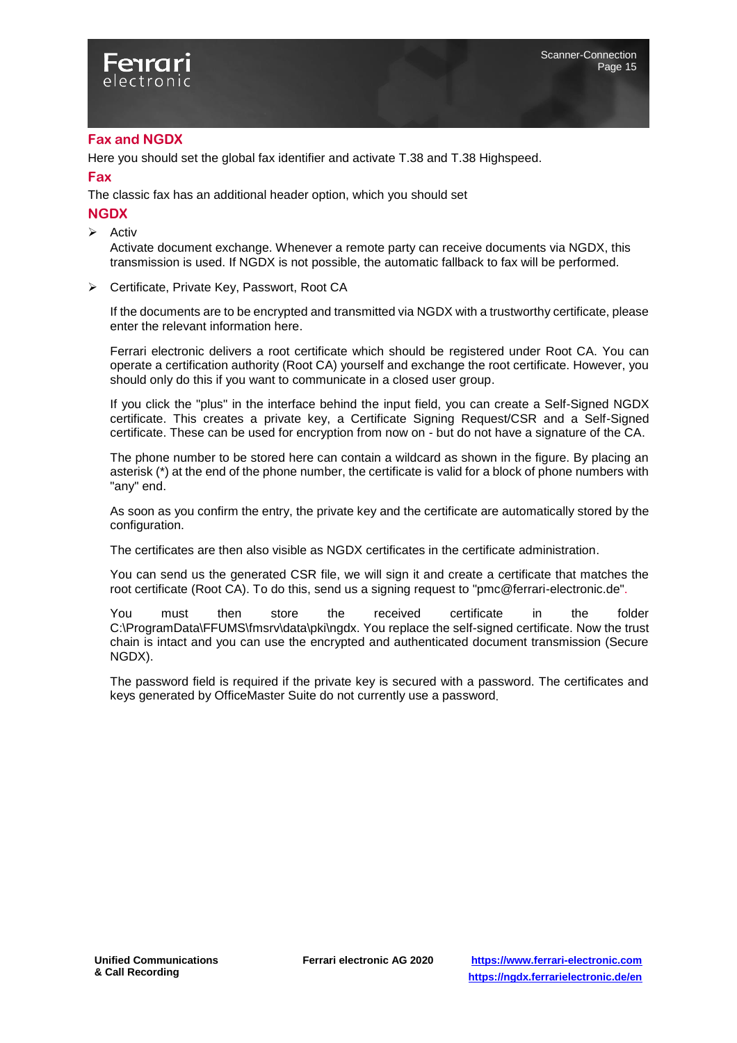## Fax and NGDX

Here you should set the global fax identifier and activate T.38 and T.38 Highspeed.

### Fax

The classic fax has an additional header option, which you should set

### NGDX

- Activ

  Activate document exchange. Whenever a remote party can receive documents via NGDX, this transmission is used. If NGDX is not possible, the automatic fallback to fax will be performed.

- Certificate, Private Key, Passwort, Root CA

  If the documents are to be encrypted and transmitted via NGDX with a trustworthy certificate, please enter the relevant information here.

  Ferrari electronic delivers a root certificate which should be registered under Root CA. You can operate a certification authority (Root CA) yourself and exchange the root certificate. However, you should only do this if you want to communicate in a closed user group.

  If you click the "plus" in the interface behind the input field, you can create a Self-Signed NGDX certificate. This creates a private key, a Certificate Signing Request/CSR and a Self-Signed certificate. These can be used for encryption from now on - but do not have a signature of the CA.

  The phone number to be stored here can contain a wildcard as shown in the figure. By placing an asterisk (*) at the end of the phone number, the certificate is valid for a block of phone numbers with "any" end.

  As soon as you confirm the entry, the private key and the certificate are automatically stored by the configuration.

  The certificates are then also visible as NGDX certificates in the certificate administration.

  You can send us the generated CSR file, we will sign it and create a certificate that matches the root certificate (Root CA). To do this, send us a signing request to "pmc@ferrari-electronic.de".

  You must then store the received certificate in the folder C:\ProgramData\FFUMS\fmsrv\data\pki\ngdx. You replace the self-signed certificate. Now the trust chain is intact and you can use the encrypted and authenticated document transmission (Secure NGDX).

  The password field is required if the private key is secured with a password. The certificates and keys generated by OfficeMaster Suite do not currently use a password.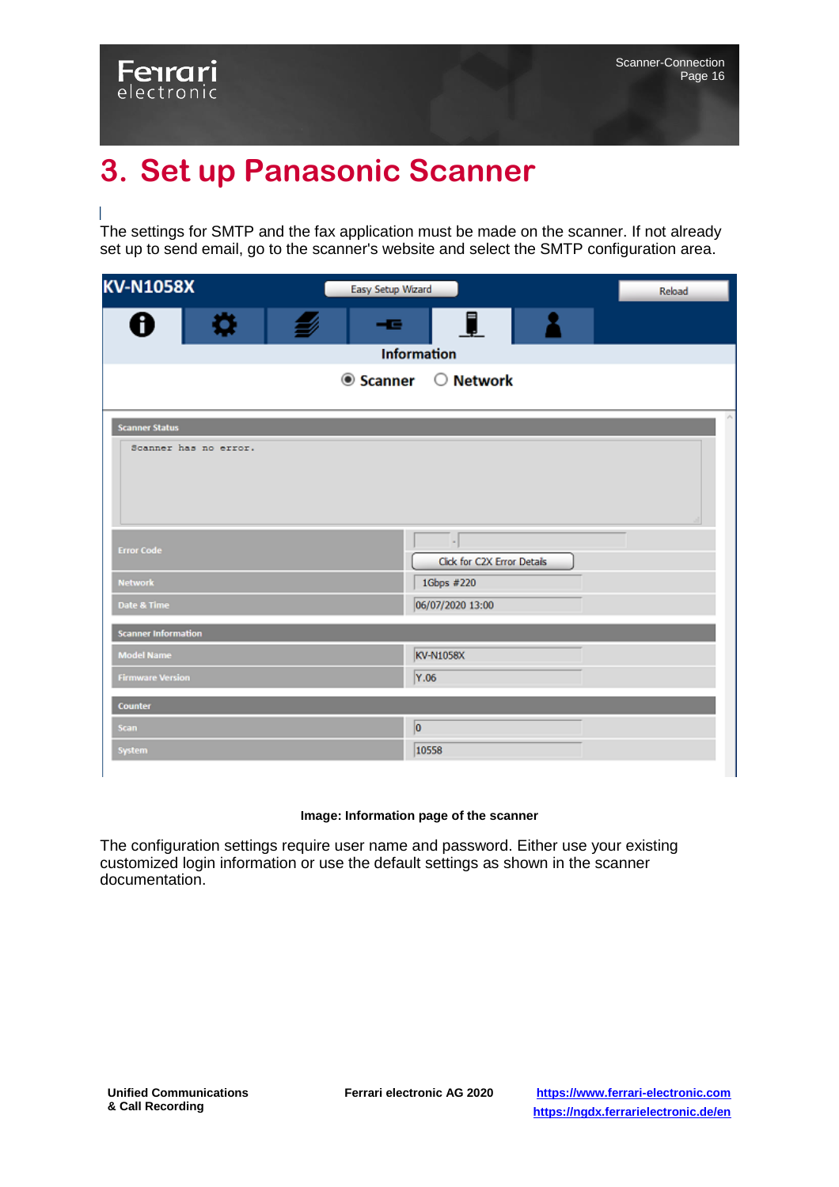# 3. Set up Panasonic Scanner

The settings for SMTP and the fax application must be made on the scanner. If not already set up to send email, go to the scanner's website and select the SMTP configuration area.

**Image: Information page of the scanner**

The configuration settings require user name and password. Either use your existing customized login information or use the default settings as shown in the scanner documentation.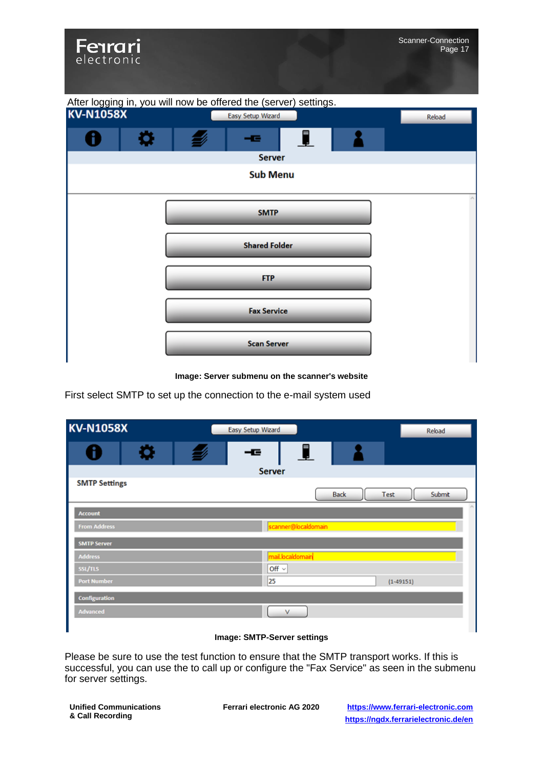After logging in, you will now be offered the (server) settings.

**Image: Server submenu on the scanner's website**

First select SMTP to set up the connection to the e-mail system used

**Image: SMTP-Server settings**

Please be sure to use the test function to ensure that the SMTP transport works. If this is successful, you can use the to call up or configure the "Fax Service" as seen in the submenu for server settings.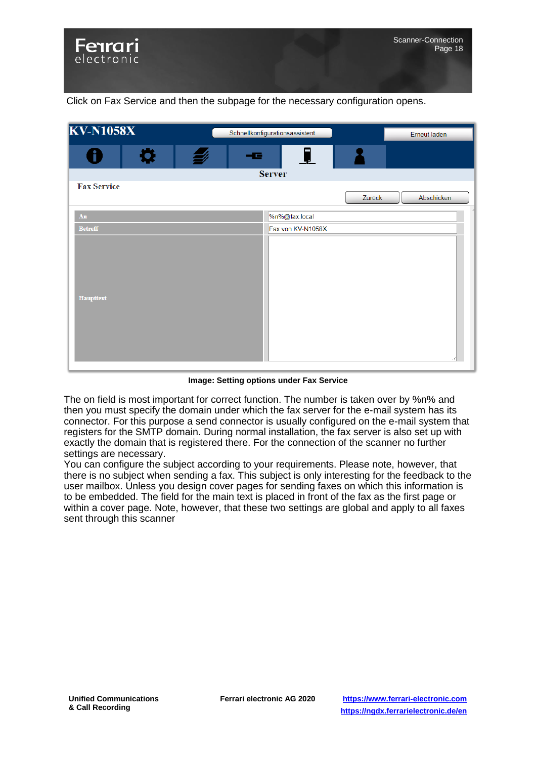Click on Fax Service and then the subpage for the necessary configuration opens.

**Image: Setting options under Fax Service**

The on field is most important for correct function. The number is taken over by %n% and then you must specify the domain under which the fax server for the e-mail system has its connector. For this purpose a send connector is usually configured on the e-mail system that registers for the SMTP domain. During normal installation, the fax server is also set up with exactly the domain that is registered there. For the connection of the scanner no further settings are necessary.
You can configure the subject according to your requirements. Please note, however, that there is no subject when sending a fax. This subject is only interesting for the feedback to the user mailbox. Unless you design cover pages for sending faxes on which this information is to be embedded. The field for the main text is placed in front of the fax as the first page or within a cover page. Note, however, that these two settings are global and apply to all faxes sent through this scanner